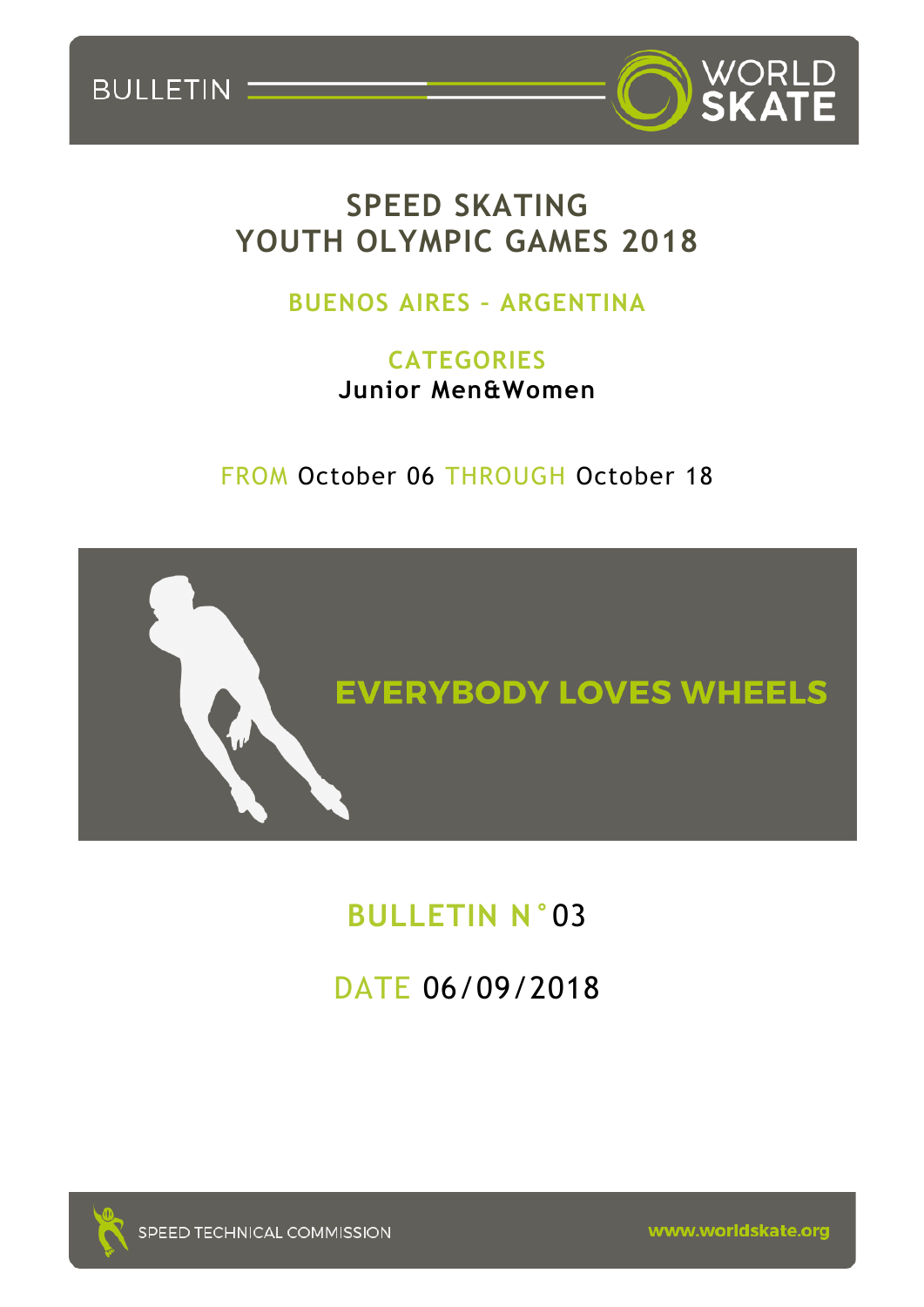BULLETIN

WORLD SKATE

# SPEED SKATING
# YOUTH OLYMPIC GAMES 2018

## BUENOS AIRES – ARGENTINA

**CATEGORIES**

**Junior Men&Women**

FROM October 06 THROUGH October 18

EVERYBODY LOVES WHEELS

## BULLETIN N°03

DATE 06/09/2018

SPEED TECHNICAL COMMISSION

www.worldskate.org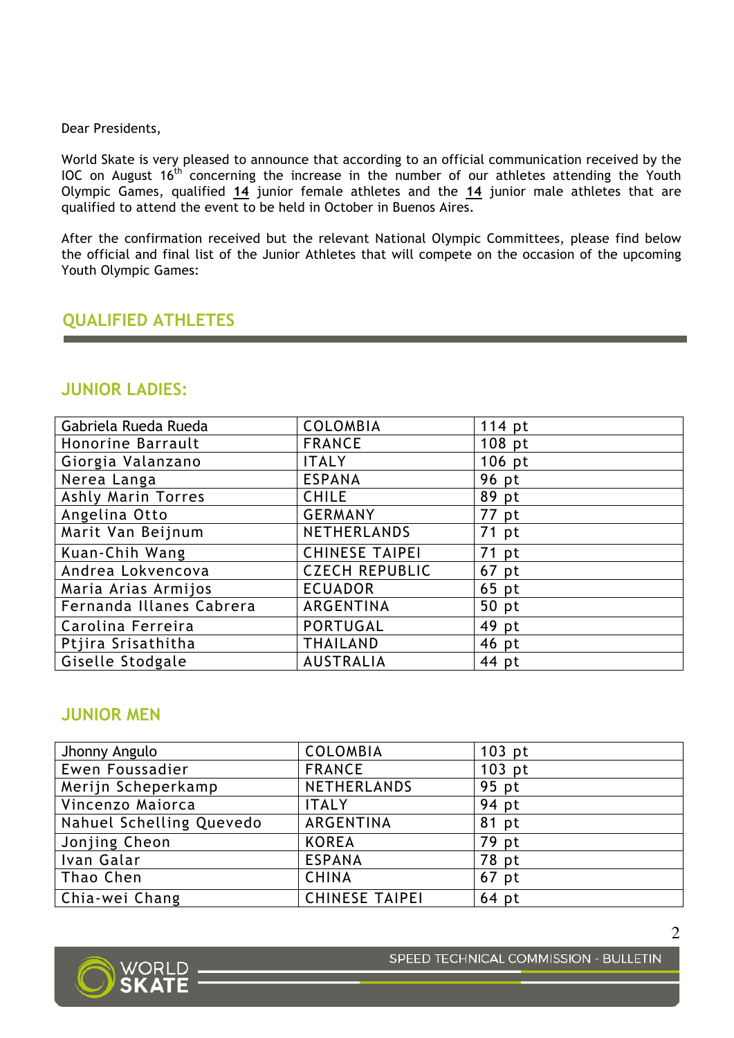Dear Presidents,

World Skate is very pleased to announce that according to an official communication received by the IOC on August 16th concerning the increase in the number of our athletes attending the Youth Olympic Games, qualified **14** junior female athletes and the **14** junior male athletes that are qualified to attend the event to be held in October in Buenos Aires.

After the confirmation received but the relevant National Olympic Committees, please find below the official and final list of the Junior Athletes that will compete on the occasion of the upcoming Youth Olympic Games:

## QUALIFIED ATHLETES

### JUNIOR LADIES:

| | | |
|---|---|---|
| Gabriela Rueda Rueda | COLOMBIA | 114 pt |
| Honorine Barrault | FRANCE | 108 pt |
| Giorgia Valanzano | ITALY | 106 pt |
| Nerea Langa | ESPANA | 96 pt |
| Ashly Marin Torres | CHILE | 89 pt |
| Angelina Otto | GERMANY | 77 pt |
| Marit Van Beijnum | NETHERLANDS | 71 pt |
| Kuan-Chih Wang | CHINESE TAIPEI | 71 pt |
| Andrea Lokvencova | CZECH REPUBLIC | 67 pt |
| Maria Arias Armijos | ECUADOR | 65 pt |
| Fernanda Illanes Cabrera | ARGENTINA | 50 pt |
| Carolina Ferreira | PORTUGAL | 49 pt |
| Ptjira Srisathitha | THAILAND | 46 pt |
| Giselle Stodgale | AUSTRALIA | 44 pt |

### JUNIOR MEN

| | | |
|---|---|---|
| Jhonny Angulo | COLOMBIA | 103 pt |
| Ewen Foussadier | FRANCE | 103 pt |
| Merijn Scheperkamp | NETHERLANDS | 95 pt |
| Vincenzo Maiorca | ITALY | 94 pt |
| Nahuel Schelling Quevedo | ARGENTINA | 81 pt |
| Jonjing Cheon | KOREA | 79 pt |
| Ivan Galar | ESPANA | 78 pt |
| Thao Chen | CHINA | 67 pt |
| Chia-wei Chang | CHINESE TAIPEI | 64 pt |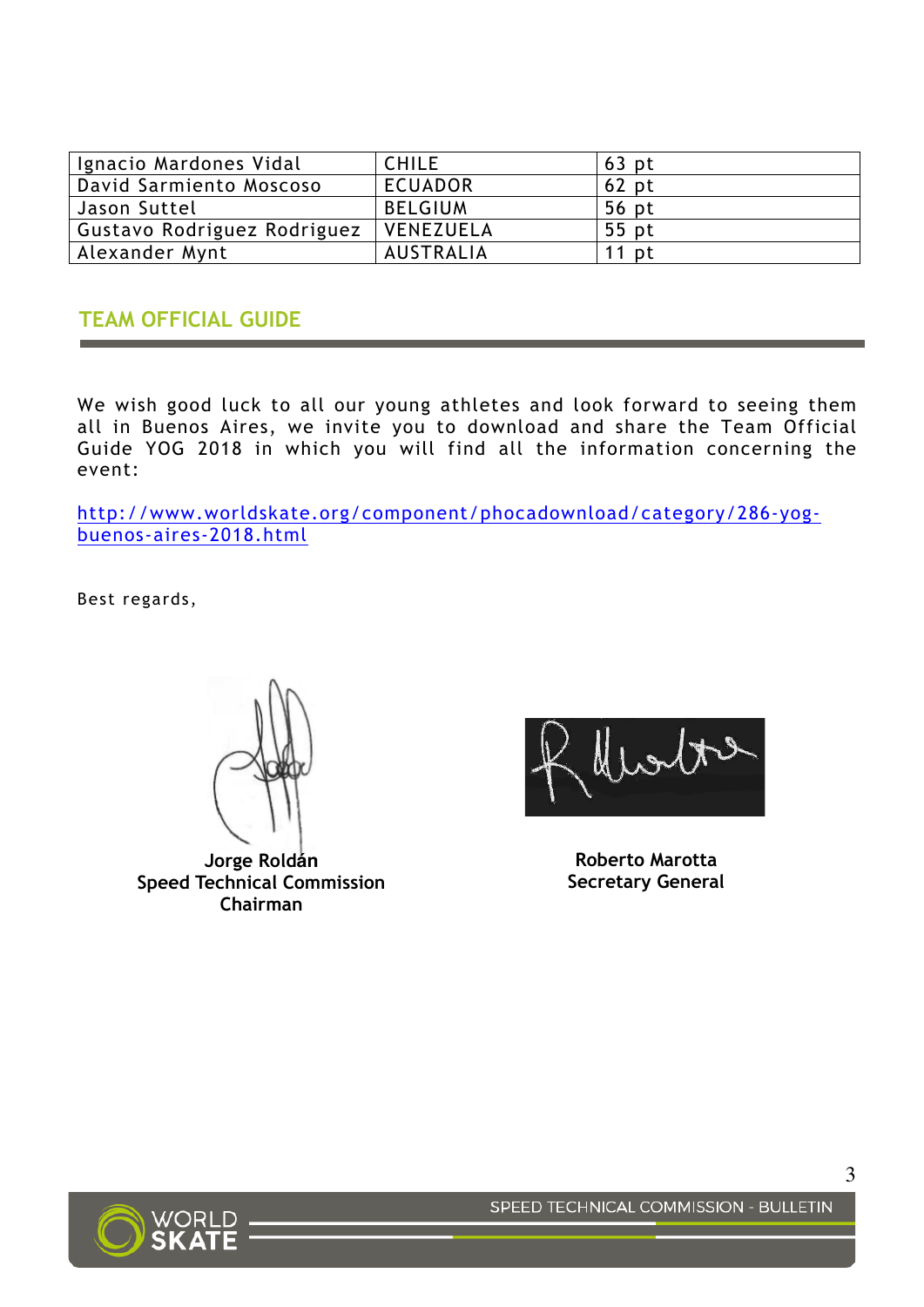| | | |
|---|---|---|
| Ignacio Mardones Vidal | CHILE | 63 pt |
| David Sarmiento Moscoso | ECUADOR | 62 pt |
| Jason Suttel | BELGIUM | 56 pt |
| Gustavo Rodriguez Rodriguez | VENEZUELA | 55 pt |
| Alexander Mynt | AUSTRALIA | 11 pt |

## TEAM OFFICIAL GUIDE

We wish good luck to all our young athletes and look forward to seeing them all in Buenos Aires, we invite you to download and share the Team Official Guide YOG 2018 in which you will find all the information concerning the event:

http://www.worldskate.org/component/phocadownload/category/286-yog-buenos-aires-2018.html

Best regards,

**Jorge Roldán**
**Speed Technical Commission Chairman**

**Roberto Marotta**
**Secretary General**